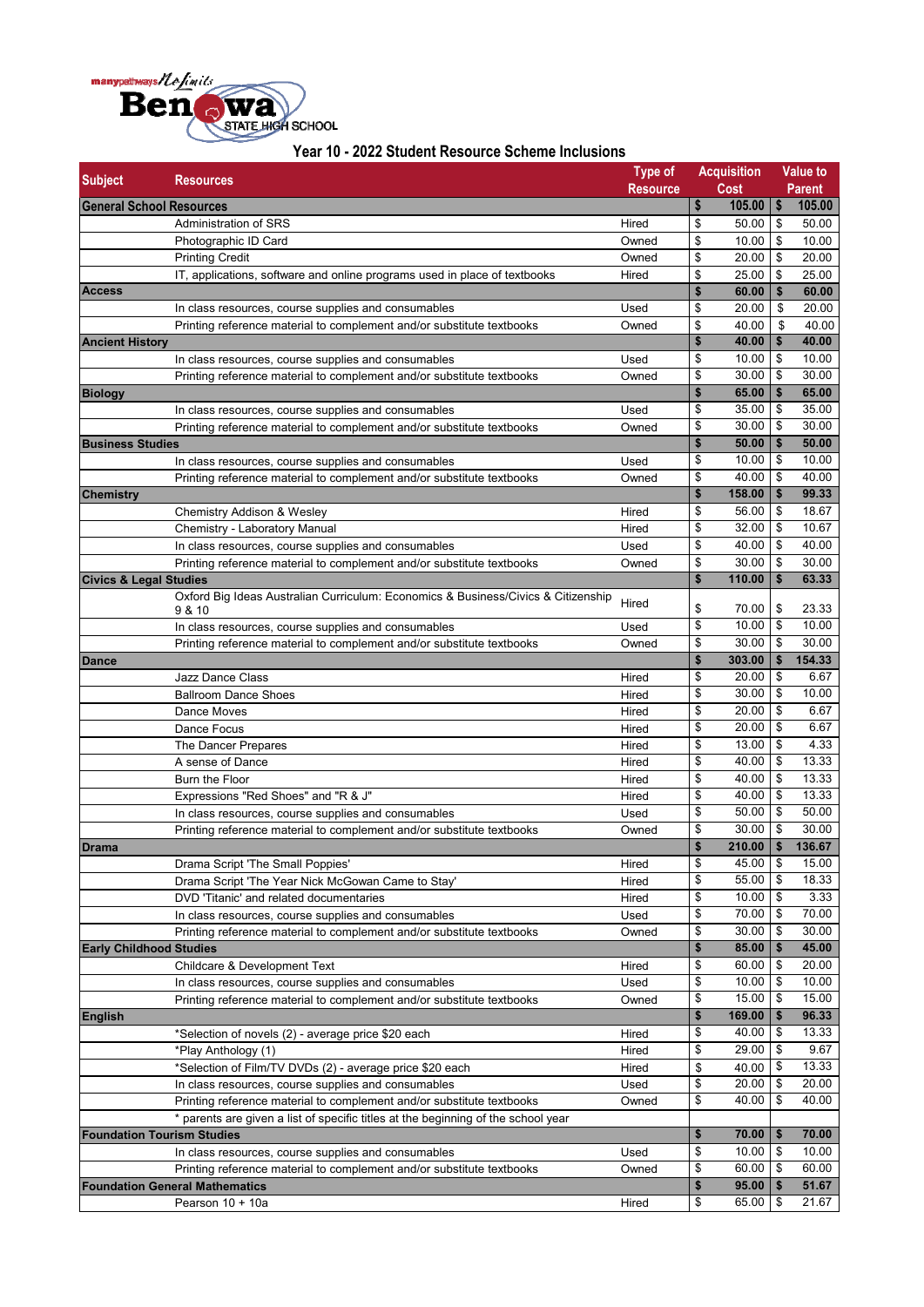manypathways No limits
Benowa STATE HIGH SCHOOL

# Year 10 - 2022 Student Resource Scheme Inclusions

| Subject | Resources | Type of Resource | Acquisition Cost | Value to Parent |
|---|---|---|---|---|
| **General School Resources** | | | **$ 105.00** | **$ 105.00** |
| | Administration of SRS | Hired | $ 50.00 | $ 50.00 |
| | Photographic ID Card | Owned | $ 10.00 | $ 10.00 |
| | Printing Credit | Owned | $ 20.00 | $ 20.00 |
| | IT, applications, software and online programs used in place of textbooks | Hired | $ 25.00 | $ 25.00 |
| **Access** | | | **$ 60.00** | **$ 60.00** |
| | In class resources, course supplies and consumables | Used | $ 20.00 | $ 20.00 |
| | Printing reference material to complement and/or substitute textbooks | Owned | $ 40.00 | $ 40.00 |
| **Ancient History** | | | **$ 40.00** | **$ 40.00** |
| | In class resources, course supplies and consumables | Used | $ 10.00 | $ 10.00 |
| | Printing reference material to complement and/or substitute textbooks | Owned | $ 30.00 | $ 30.00 |
| **Biology** | | | **$ 65.00** | **$ 65.00** |
| | In class resources, course supplies and consumables | Used | $ 35.00 | $ 35.00 |
| | Printing reference material to complement and/or substitute textbooks | Owned | $ 30.00 | $ 30.00 |
| **Business Studies** | | | **$ 50.00** | **$ 50.00** |
| | In class resources, course supplies and consumables | Used | $ 10.00 | $ 10.00 |
| | Printing reference material to complement and/or substitute textbooks | Owned | $ 40.00 | $ 40.00 |
| **Chemistry** | | | **$ 158.00** | **$ 99.33** |
| | Chemistry Addison & Wesley | Hired | $ 56.00 | $ 18.67 |
| | Chemistry - Laboratory Manual | Hired | $ 32.00 | $ 10.67 |
| | In class resources, course supplies and consumables | Used | $ 40.00 | $ 40.00 |
| | Printing reference material to complement and/or substitute textbooks | Owned | $ 30.00 | $ 30.00 |
| **Civics & Legal Studies** | | | **$ 110.00** | **$ 63.33** |
| | Oxford Big Ideas Australian Curriculum: Economics & Business/Civics & Citizenship 9 & 10 | Hired | $ 70.00 | $ 23.33 |
| | In class resources, course supplies and consumables | Used | $ 10.00 | $ 10.00 |
| | Printing reference material to complement and/or substitute textbooks | Owned | $ 30.00 | $ 30.00 |
| **Dance** | | | **$ 303.00** | **$ 154.33** |
| | Jazz Dance Class | Hired | $ 20.00 | $ 6.67 |
| | Ballroom Dance Shoes | Hired | $ 30.00 | $ 10.00 |
| | Dance Moves | Hired | $ 20.00 | $ 6.67 |
| | Dance Focus | Hired | $ 20.00 | $ 6.67 |
| | The Dancer Prepares | Hired | $ 13.00 | $ 4.33 |
| | A sense of Dance | Hired | $ 40.00 | $ 13.33 |
| | Burn the Floor | Hired | $ 40.00 | $ 13.33 |
| | Expressions "Red Shoes" and "R & J" | Hired | $ 40.00 | $ 13.33 |
| | In class resources, course supplies and consumables | Used | $ 50.00 | $ 50.00 |
| | Printing reference material to complement and/or substitute textbooks | Owned | $ 30.00 | $ 30.00 |
| **Drama** | | | **$ 210.00** | **$ 136.67** |
| | Drama Script 'The Small Poppies' | Hired | $ 45.00 | $ 15.00 |
| | Drama Script 'The Year Nick McGowan Came to Stay' | Hired | $ 55.00 | $ 18.33 |
| | DVD 'Titanic' and related documentaries | Hired | $ 10.00 | $ 3.33 |
| | In class resources, course supplies and consumables | Used | $ 70.00 | $ 70.00 |
| | Printing reference material to complement and/or substitute textbooks | Owned | $ 30.00 | $ 30.00 |
| **Early Childhood Studies** | | | **$ 85.00** | **$ 45.00** |
| | Childcare & Development Text | Hired | $ 60.00 | $ 20.00 |
| | In class resources, course supplies and consumables | Used | $ 10.00 | $ 10.00 |
| | Printing reference material to complement and/or substitute textbooks | Owned | $ 15.00 | $ 15.00 |
| **English** | | | **$ 169.00** | **$ 96.33** |
| | *Selection of novels (2) - average price $20 each | Hired | $ 40.00 | $ 13.33 |
| | *Play Anthology (1) | Hired | $ 29.00 | $ 9.67 |
| | *Selection of Film/TV DVDs (2) - average price $20 each | Hired | $ 40.00 | $ 13.33 |
| | In class resources, course supplies and consumables | Used | $ 20.00 | $ 20.00 |
| | Printing reference material to complement and/or substitute textbooks | Owned | $ 40.00 | $ 40.00 |
| | * parents are given a list of specific titles at the beginning of the school year | | | |
| **Foundation Tourism Studies** | | | **$ 70.00** | **$ 70.00** |
| | In class resources, course supplies and consumables | Used | $ 10.00 | $ 10.00 |
| | Printing reference material to complement and/or substitute textbooks | Owned | $ 60.00 | $ 60.00 |
| **Foundation General Mathematics** | | | **$ 95.00** | **$ 51.67** |
| | Pearson 10 + 10a | Hired | $ 65.00 | $ 21.67 |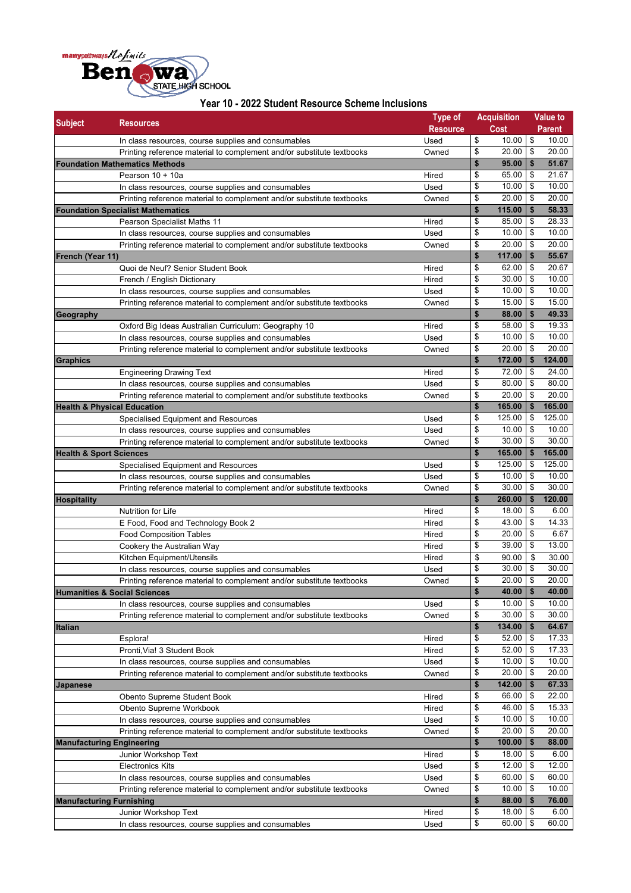## Year 10 - 2022 Student Resource Scheme Inclusions

| Subject | Resources | Type of Resource | Acquisition Cost | Value to Parent |
|---|---|---|---|---|
| | In class resources, course supplies and consumables | Used | $ 10.00 | $ 10.00 |
| | Printing reference material to complement and/or substitute textbooks | Owned | $ 20.00 | $ 20.00 |
| **Foundation Mathematics Methods** | | | **$ 95.00** | **$ 51.67** |
| | Pearson 10 + 10a | Hired | $ 65.00 | $ 21.67 |
| | In class resources, course supplies and consumables | Used | $ 10.00 | $ 10.00 |
| | Printing reference material to complement and/or substitute textbooks | Owned | $ 20.00 | $ 20.00 |
| **Foundation Specialist Mathematics** | | | **$ 115.00** | **$ 58.33** |
| | Pearson Specialist Maths 11 | Hired | $ 85.00 | $ 28.33 |
| | In class resources, course supplies and consumables | Used | $ 10.00 | $ 10.00 |
| | Printing reference material to complement and/or substitute textbooks | Owned | $ 20.00 | $ 20.00 |
| **French (Year 11)** | | | **$ 117.00** | **$ 55.67** |
| | Quoi de Neuf? Senior Student Book | Hired | $ 62.00 | $ 20.67 |
| | French / English Dictionary | Hired | $ 30.00 | $ 10.00 |
| | In class resources, course supplies and consumables | Used | $ 10.00 | $ 10.00 |
| | Printing reference material to complement and/or substitute textbooks | Owned | $ 15.00 | $ 15.00 |
| **Geography** | | | **$ 88.00** | **$ 49.33** |
| | Oxford Big Ideas Australian Curriculum: Geography 10 | Hired | $ 58.00 | $ 19.33 |
| | In class resources, course supplies and consumables | Used | $ 10.00 | $ 10.00 |
| | Printing reference material to complement and/or substitute textbooks | Owned | $ 20.00 | $ 20.00 |
| **Graphics** | | | **$ 172.00** | **$ 124.00** |
| | Engineering Drawing Text | Hired | $ 72.00 | $ 24.00 |
| | In class resources, course supplies and consumables | Used | $ 80.00 | $ 80.00 |
| | Printing reference material to complement and/or substitute textbooks | Owned | $ 20.00 | $ 20.00 |
| **Health & Physical Education** | | | **$ 165.00** | **$ 165.00** |
| | Specialised Equipment and Resources | Used | $ 125.00 | $ 125.00 |
| | In class resources, course supplies and consumables | Used | $ 10.00 | $ 10.00 |
| | Printing reference material to complement and/or substitute textbooks | Owned | $ 30.00 | $ 30.00 |
| **Health & Sport Sciences** | | | **$ 165.00** | **$ 165.00** |
| | Specialised Equipment and Resources | Used | $ 125.00 | $ 125.00 |
| | In class resources, course supplies and consumables | Used | $ 10.00 | $ 10.00 |
| | Printing reference material to complement and/or substitute textbooks | Owned | $ 30.00 | $ 30.00 |
| **Hospitality** | | | **$ 260.00** | **$ 120.00** |
| | Nutrition for Life | Hired | $ 18.00 | $ 6.00 |
| | E Food, Food and Technology Book 2 | Hired | $ 43.00 | $ 14.33 |
| | Food Composition Tables | Hired | $ 20.00 | $ 6.67 |
| | Cookery the Australian Way | Hired | $ 39.00 | $ 13.00 |
| | Kitchen Equipment/Utensils | Hired | $ 90.00 | $ 30.00 |
| | In class resources, course supplies and consumables | Used | $ 30.00 | $ 30.00 |
| | Printing reference material to complement and/or substitute textbooks | Owned | $ 20.00 | $ 20.00 |
| **Humanities & Social Sciences** | | | **$ 40.00** | **$ 40.00** |
| | In class resources, course supplies and consumables | Used | $ 10.00 | $ 10.00 |
| | Printing reference material to complement and/or substitute textbooks | Owned | $ 30.00 | $ 30.00 |
| **Italian** | | | **$ 134.00** | **$ 64.67** |
| | Esplora! | Hired | $ 52.00 | $ 17.33 |
| | Pronti,Via! 3 Student Book | Hired | $ 52.00 | $ 17.33 |
| | In class resources, course supplies and consumables | Used | $ 10.00 | $ 10.00 |
| | Printing reference material to complement and/or substitute textbooks | Owned | $ 20.00 | $ 20.00 |
| **Japanese** | | | **$ 142.00** | **$ 67.33** |
| | Obento Supreme Student Book | Hired | $ 66.00 | $ 22.00 |
| | Obento Supreme Workbook | Hired | $ 46.00 | $ 15.33 |
| | In class resources, course supplies and consumables | Used | $ 10.00 | $ 10.00 |
| | Printing reference material to complement and/or substitute textbooks | Owned | $ 20.00 | $ 20.00 |
| **Manufacturing Engineering** | | | **$ 100.00** | **$ 88.00** |
| | Junior Workshop Text | Hired | $ 18.00 | $ 6.00 |
| | Electronics Kits | Used | $ 12.00 | $ 12.00 |
| | In class resources, course supplies and consumables | Used | $ 60.00 | $ 60.00 |
| | Printing reference material to complement and/or substitute textbooks | Owned | $ 10.00 | $ 10.00 |
| **Manufacturing Furnishing** | | | **$ 88.00** | **$ 76.00** |
| | Junior Workshop Text | Hired | $ 18.00 | $ 6.00 |
| | In class resources, course supplies and consumables | Used | $ 60.00 | $ 60.00 |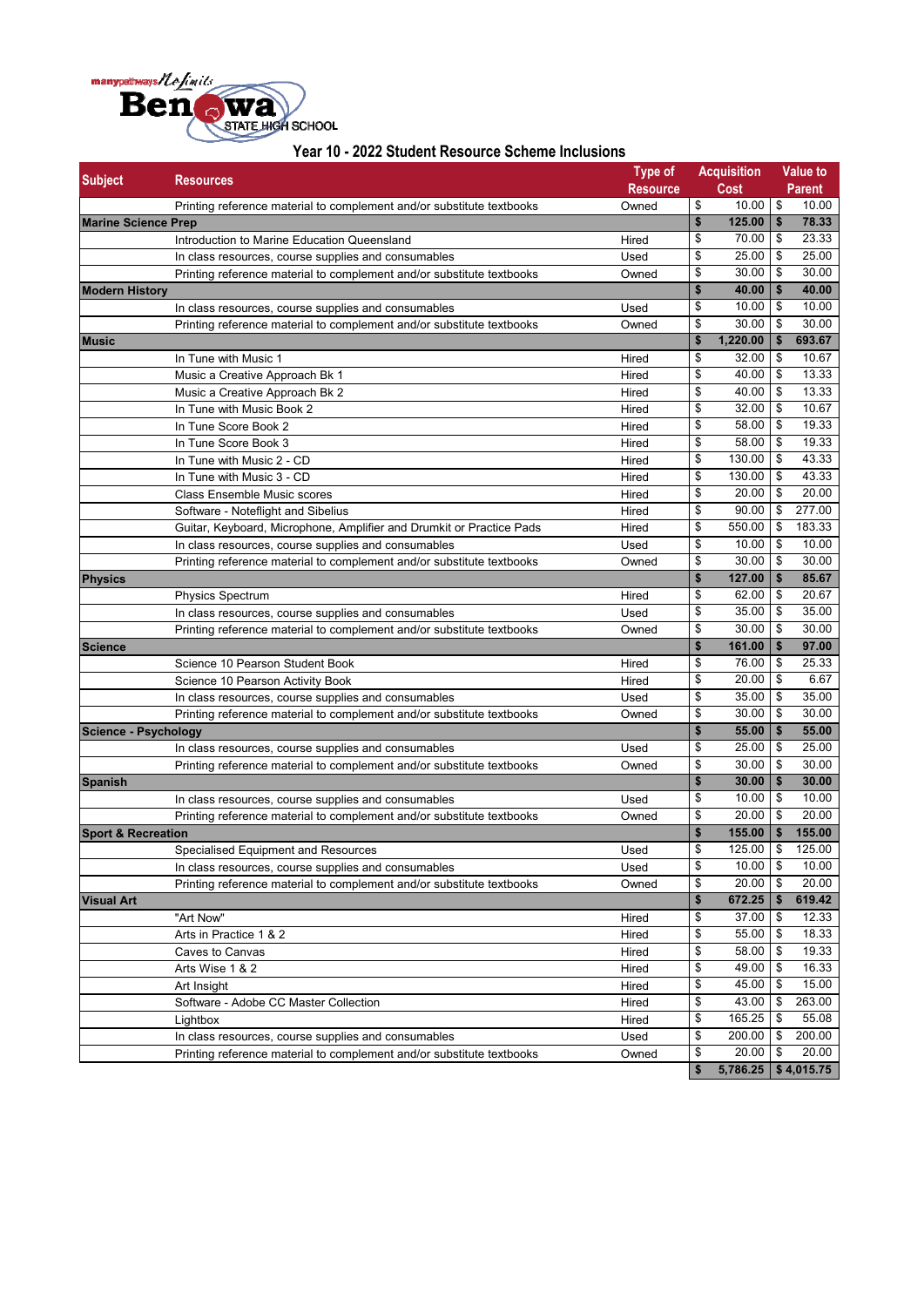manypathways*No limits*
**Benowa** STATE HIGH SCHOOL

## Year 10 - 2022 Student Resource Scheme Inclusions

| Subject | Resources | Type of Resource | Acquisition Cost | Value to Parent |
|---|---|---|---|---|
| | Printing reference material to complement and/or substitute textbooks | Owned | $ 10.00 | $ 10.00 |
| **Marine Science Prep** | | | **$ 125.00** | **$ 78.33** |
| | Introduction to Marine Education Queensland | Hired | $ 70.00 | $ 23.33 |
| | In class resources, course supplies and consumables | Used | $ 25.00 | $ 25.00 |
| | Printing reference material to complement and/or substitute textbooks | Owned | $ 30.00 | $ 30.00 |
| **Modern History** | | | **$ 40.00** | **$ 40.00** |
| | In class resources, course supplies and consumables | Used | $ 10.00 | $ 10.00 |
| | Printing reference material to complement and/or substitute textbooks | Owned | $ 30.00 | $ 30.00 |
| **Music** | | | **$ 1,220.00** | **$ 693.67** |
| | In Tune with Music 1 | Hired | $ 32.00 | $ 10.67 |
| | Music a Creative Approach Bk 1 | Hired | $ 40.00 | $ 13.33 |
| | Music a Creative Approach Bk 2 | Hired | $ 40.00 | $ 13.33 |
| | In Tune with Music Book 2 | Hired | $ 32.00 | $ 10.67 |
| | In Tune Score Book 2 | Hired | $ 58.00 | $ 19.33 |
| | In Tune Score Book 3 | Hired | $ 58.00 | $ 19.33 |
| | In Tune with Music 2 - CD | Hired | $ 130.00 | $ 43.33 |
| | In Tune with Music 3 - CD | Hired | $ 130.00 | $ 43.33 |
| | Class Ensemble Music scores | Hired | $ 20.00 | $ 20.00 |
| | Software - Noteflight and Sibelius | Hired | $ 90.00 | $ 277.00 |
| | Guitar, Keyboard, Microphone, Amplifier and Drumkit or Practice Pads | Hired | $ 550.00 | $ 183.33 |
| | In class resources, course supplies and consumables | Used | $ 10.00 | $ 10.00 |
| | Printing reference material to complement and/or substitute textbooks | Owned | $ 30.00 | $ 30.00 |
| **Physics** | | | **$ 127.00** | **$ 85.67** |
| | Physics Spectrum | Hired | $ 62.00 | $ 20.67 |
| | In class resources, course supplies and consumables | Used | $ 35.00 | $ 35.00 |
| | Printing reference material to complement and/or substitute textbooks | Owned | $ 30.00 | $ 30.00 |
| **Science** | | | **$ 161.00** | **$ 97.00** |
| | Science 10 Pearson Student Book | Hired | $ 76.00 | $ 25.33 |
| | Science 10 Pearson Activity Book | Hired | $ 20.00 | $ 6.67 |
| | In class resources, course supplies and consumables | Used | $ 35.00 | $ 35.00 |
| | Printing reference material to complement and/or substitute textbooks | Owned | $ 30.00 | $ 30.00 |
| **Science - Psychology** | | | **$ 55.00** | **$ 55.00** |
| | In class resources, course supplies and consumables | Used | $ 25.00 | $ 25.00 |
| | Printing reference material to complement and/or substitute textbooks | Owned | $ 30.00 | $ 30.00 |
| **Spanish** | | | **$ 30.00** | **$ 30.00** |
| | In class resources, course supplies and consumables | Used | $ 10.00 | $ 10.00 |
| | Printing reference material to complement and/or substitute textbooks | Owned | $ 20.00 | $ 20.00 |
| **Sport & Recreation** | | | **$ 155.00** | **$ 155.00** |
| | Specialised Equipment and Resources | Used | $ 125.00 | $ 125.00 |
| | In class resources, course supplies and consumables | Used | $ 10.00 | $ 10.00 |
| | Printing reference material to complement and/or substitute textbooks | Owned | $ 20.00 | $ 20.00 |
| **Visual Art** | | | **$ 672.25** | **$ 619.42** |
| | "Art Now" | Hired | $ 37.00 | $ 12.33 |
| | Arts in Practice 1 & 2 | Hired | $ 55.00 | $ 18.33 |
| | Caves to Canvas | Hired | $ 58.00 | $ 19.33 |
| | Arts Wise 1 & 2 | Hired | $ 49.00 | $ 16.33 |
| | Art Insight | Hired | $ 45.00 | $ 15.00 |
| | Software - Adobe CC Master Collection | Hired | $ 43.00 | $ 263.00 |
| | Lightbox | Hired | $ 165.25 | $ 55.08 |
| | In class resources, course supplies and consumables | Used | $ 200.00 | $ 200.00 |
| | Printing reference material to complement and/or substitute textbooks | Owned | $ 20.00 | $ 20.00 |
| | | | **$ 5,786.25** | **$ 4,015.75** |